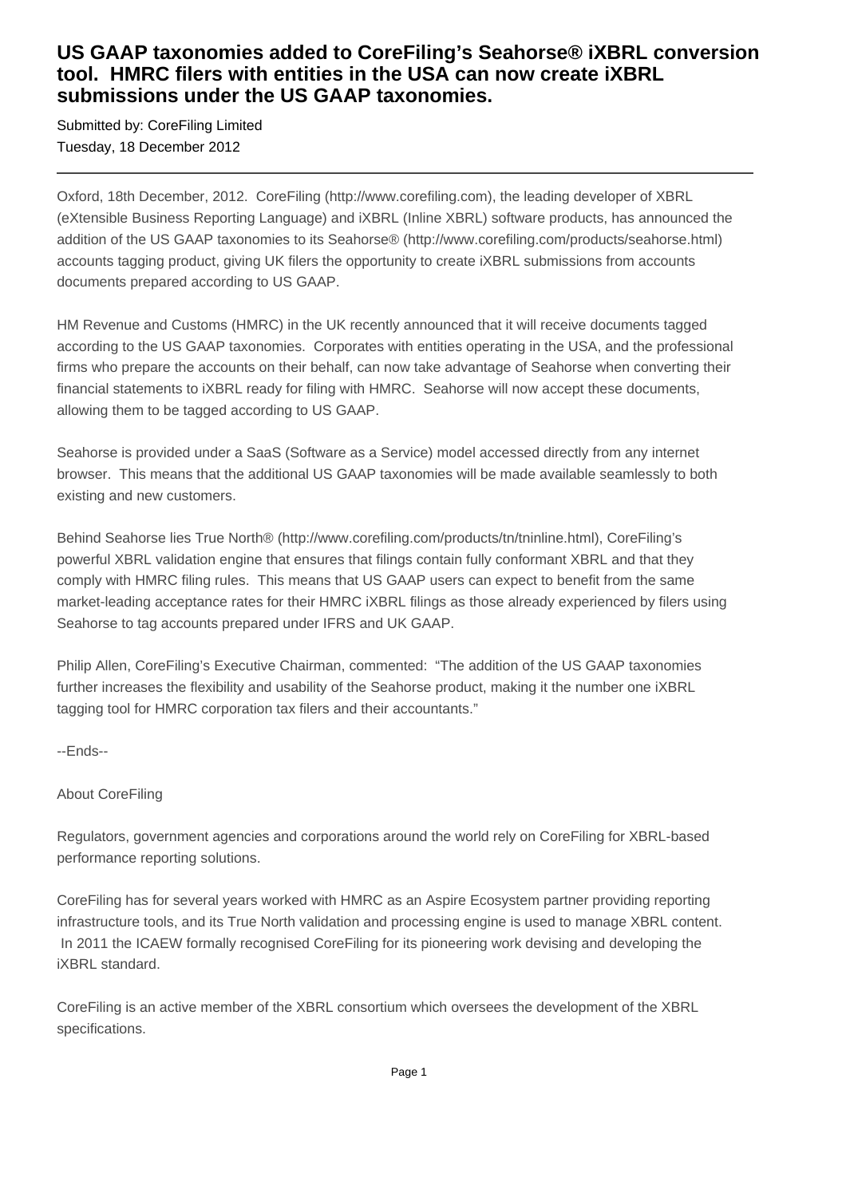# US GAAP taxonomies added to CoreFiling's Seahorse® iXBRL conversion tool. HMRC filers with entities in the USA can now create iXBRL submissions under the US GAAP taxonomies.

Submitted by: CoreFiling Limited
Tuesday, 18 December 2012

---

Oxford, 18th December, 2012. CoreFiling (http://www.corefiling.com), the leading developer of XBRL (eXtensible Business Reporting Language) and iXBRL (Inline XBRL) software products, has announced the addition of the US GAAP taxonomies to its Seahorse® (http://www.corefiling.com/products/seahorse.html) accounts tagging product, giving UK filers the opportunity to create iXBRL submissions from accounts documents prepared according to US GAAP.

HM Revenue and Customs (HMRC) in the UK recently announced that it will receive documents tagged according to the US GAAP taxonomies. Corporates with entities operating in the USA, and the professional firms who prepare the accounts on their behalf, can now take advantage of Seahorse when converting their financial statements to iXBRL ready for filing with HMRC. Seahorse will now accept these documents, allowing them to be tagged according to US GAAP.

Seahorse is provided under a SaaS (Software as a Service) model accessed directly from any internet browser. This means that the additional US GAAP taxonomies will be made available seamlessly to both existing and new customers.

Behind Seahorse lies True North® (http://www.corefiling.com/products/tn/tninline.html), CoreFiling's powerful XBRL validation engine that ensures that filings contain fully conformant XBRL and that they comply with HMRC filing rules. This means that US GAAP users can expect to benefit from the same market-leading acceptance rates for their HMRC iXBRL filings as those already experienced by filers using Seahorse to tag accounts prepared under IFRS and UK GAAP.

Philip Allen, CoreFiling's Executive Chairman, commented: "The addition of the US GAAP taxonomies further increases the flexibility and usability of the Seahorse product, making it the number one iXBRL tagging tool for HMRC corporation tax filers and their accountants."

--Ends--

About CoreFiling

Regulators, government agencies and corporations around the world rely on CoreFiling for XBRL-based performance reporting solutions.

CoreFiling has for several years worked with HMRC as an Aspire Ecosystem partner providing reporting infrastructure tools, and its True North validation and processing engine is used to manage XBRL content. In 2011 the ICAEW formally recognised CoreFiling for its pioneering work devising and developing the iXBRL standard.

CoreFiling is an active member of the XBRL consortium which oversees the development of the XBRL specifications.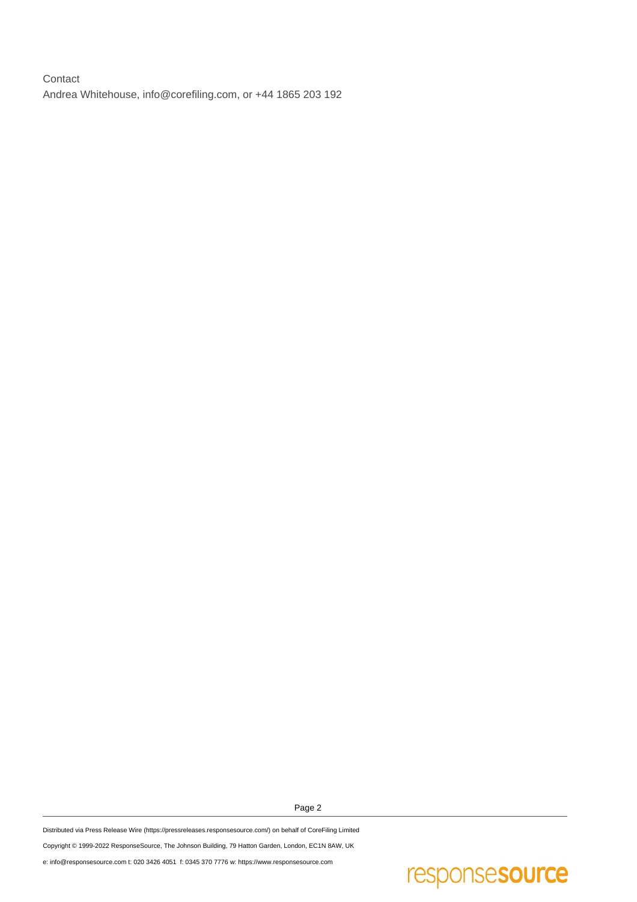Contact

Andrea Whitehouse, info@corefiling.com, or +44 1865 203 192

Distributed via Press Release Wire (https://pressreleases.responsesource.com/) on behalf of CoreFiling Limited

Copyright © 1999-2022 ResponseSource, The Johnson Building, 79 Hatton Garden, London, EC1N 8AW, UK

e: info@responsesource.com t: 020 3426 4051 f: 0345 370 7776 w: https://www.responsesource.com